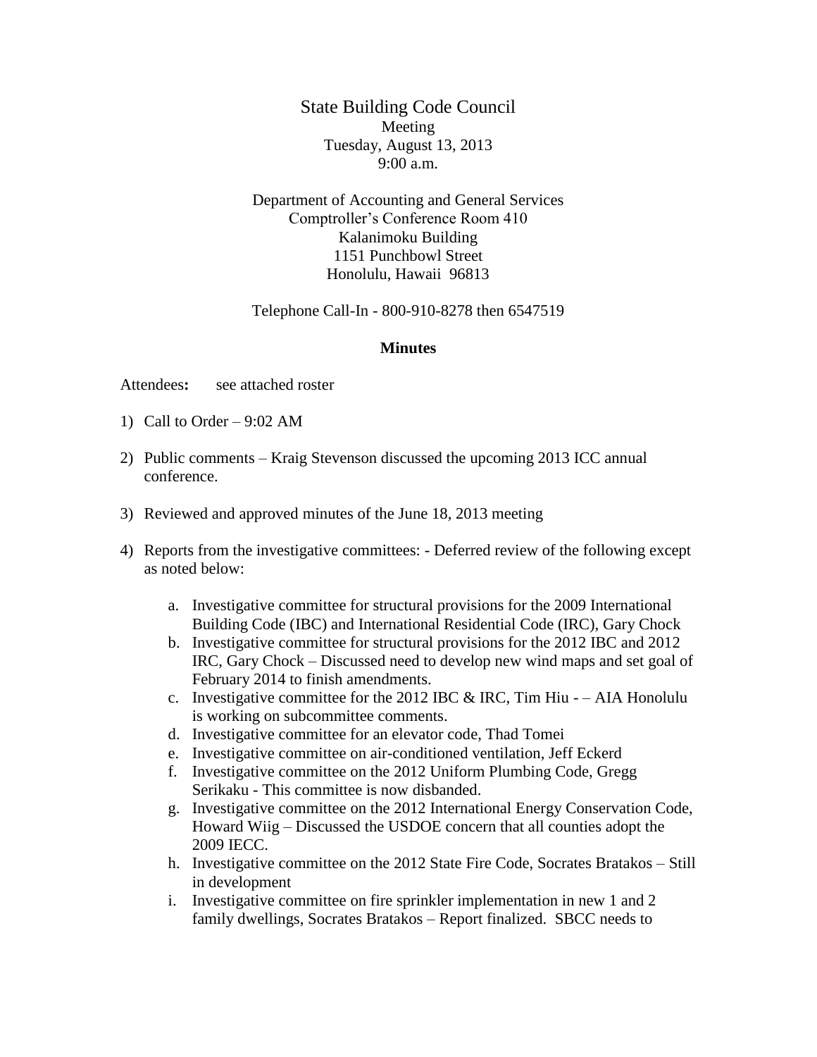# State Building Code Council

Meeting
Tuesday, August 13, 2013
9:00 a.m.

Department of Accounting and General Services
Comptroller's Conference Room 410
Kalanimoku Building
1151 Punchbowl Street
Honolulu, Hawaii 96813

Telephone Call-In - 800-910-8278 then 6547519

## Minutes

Attendees**:** see attached roster

1) Call to Order – 9:02 AM

2) Public comments – Kraig Stevenson discussed the upcoming 2013 ICC annual conference.

3) Reviewed and approved minutes of the June 18, 2013 meeting

4) Reports from the investigative committees: - Deferred review of the following except as noted below:

   a. Investigative committee for structural provisions for the 2009 International Building Code (IBC) and International Residential Code (IRC), Gary Chock
   b. Investigative committee for structural provisions for the 2012 IBC and 2012 IRC, Gary Chock – Discussed need to develop new wind maps and set goal of February 2014 to finish amendments.
   c. Investigative committee for the 2012 IBC & IRC, Tim Hiu - – AIA Honolulu is working on subcommittee comments.
   d. Investigative committee for an elevator code, Thad Tomei
   e. Investigative committee on air-conditioned ventilation, Jeff Eckerd
   f. Investigative committee on the 2012 Uniform Plumbing Code, Gregg Serikaku - This committee is now disbanded.
   g. Investigative committee on the 2012 International Energy Conservation Code, Howard Wiig – Discussed the USDOE concern that all counties adopt the 2009 IECC.
   h. Investigative committee on the 2012 State Fire Code, Socrates Bratakos – Still in development
   i. Investigative committee on fire sprinkler implementation in new 1 and 2 family dwellings, Socrates Bratakos – Report finalized. SBCC needs to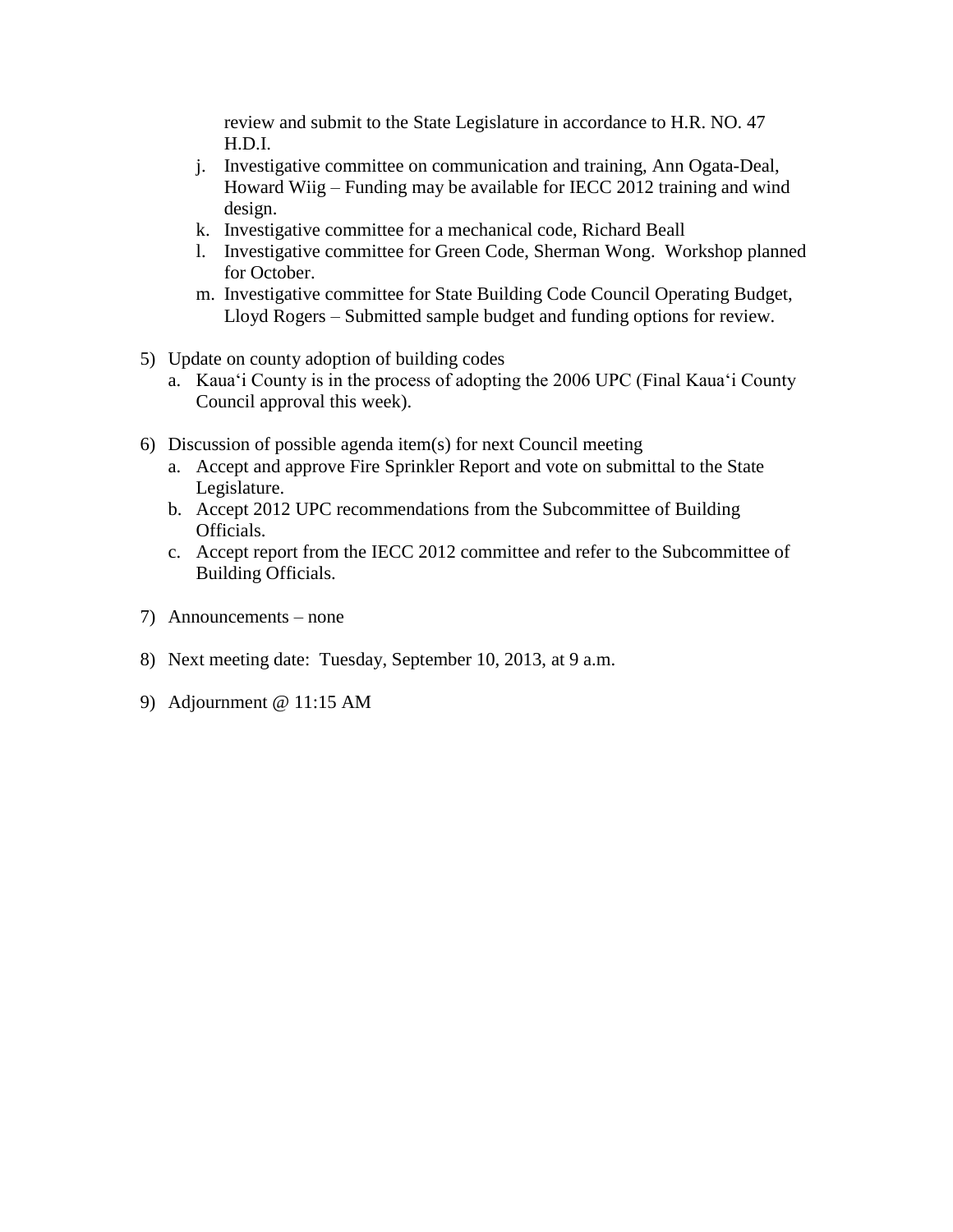review and submit to the State Legislature in accordance to H.R. NO. 47 H.D.I.

   j. Investigative committee on communication and training, Ann Ogata-Deal, Howard Wiig – Funding may be available for IECC 2012 training and wind design.
   k. Investigative committee for a mechanical code, Richard Beall
   l. Investigative committee for Green Code, Sherman Wong. Workshop planned for October.
   m. Investigative committee for State Building Code Council Operating Budget, Lloyd Rogers – Submitted sample budget and funding options for review.

5) Update on county adoption of building codes
   a. Kaua'i County is in the process of adopting the 2006 UPC (Final Kaua'i County Council approval this week).

6) Discussion of possible agenda item(s) for next Council meeting
   a. Accept and approve Fire Sprinkler Report and vote on submittal to the State Legislature.
   b. Accept 2012 UPC recommendations from the Subcommittee of Building Officials.
   c. Accept report from the IECC 2012 committee and refer to the Subcommittee of Building Officials.

7) Announcements – none

8) Next meeting date: Tuesday, September 10, 2013, at 9 a.m.

9) Adjournment @ 11:15 AM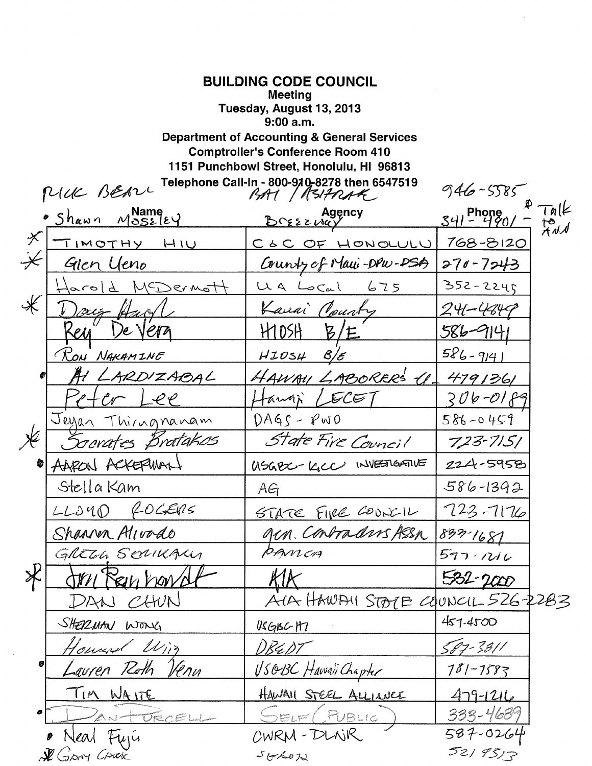# BUILDING CODE COUNCIL

**Meeting**
**Tuesday, August 13, 2013**
**9:00 a.m.**
**Department of Accounting & General Services**
**Comptroller's Conference Room 410**
**1151 Punchbowl Street, Honolulu, HI 96813**
**Telephone Call-In - 800-910-8278 then 6547519**

| | Name | Agency | Phone |
|---|---|---|---|
| | RICK BEARL | BAI / ASIFRAK | 946-5585 |
| • | Shawn Moseley | Breezway | 341-4801 - Talk to ANN |
| * | TIMOTHY HIU | C & C OF HONOLULU | 768-8120 |
| * | Glen Ueno | County of Maui - DPW - DSA | 270-7243 |
| | Harold McDermott | UA Local 675 | 352-2245 |
| * | Doug Haigh | Kauai County | 241-4849 |
| | Rey De Vera | HIOSH B/E | 586-9141 |
| | RON NAKAMINE | HIOSH B/E | 586-9141 |
| • | Al LARDIZABAL | HAWAII LABORERS' U. | 4791361 |
| | Peter Lee | Hawaii LECET | 306-0189 |
| | Jeyan Thirugnanam | DAGS - PWD | 586-0459 |
| * | Socrates Bratakos | State Fire Council | 723-7151 |
| • | AARON ACKERMAN | USGBC - IGCC INVESTIGATIVE | 224-5958 |
| | Stella Kam | AG | 586-1392 |
| | LLOYD ROGERS | STATE FIRE COUNCIL | 723-7176 |
| | Shannon Alivado | Gen. Contractors Assn | 833-1681 |
| | GREGG SERIKAKU | PAMCA | 597-1216 |
| * | Jim Reinhardt | AIA | 532-2000 |
| | DAN CHUN | AIA HAWAII STATE COUNCIL | 526-2283 |
| | SHERMAN WONG | USGBC-HI | 457-4500 |
| | Howard Wiig | DBEDT | 587-3811 |
| • | Lauren Roth Venu | USGBC Hawaii Chapter | 781-7583 |
| | TIM WAITE | HAWAII STEEL ALLIANCE | 479-1216 |
| • | DAN PURCELL | SELF (PUBLIC) | 333-4689 |
| • | Neal Fujii | CWRM - DLNR | 587-0264 |
| * | GARY CHOCK | SEAOH | 521 9513 |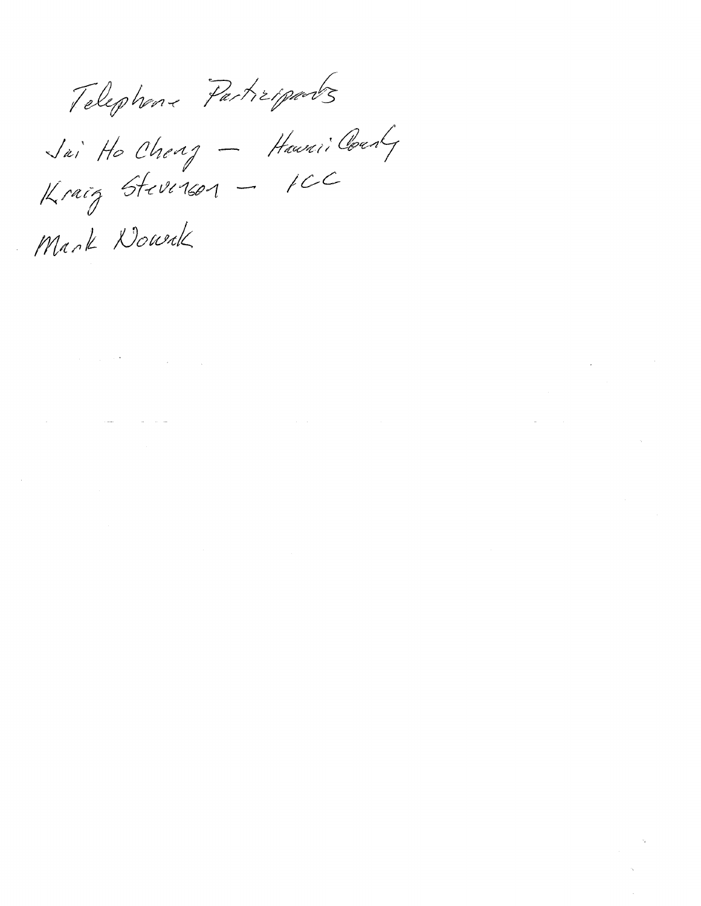Telephone Participants

Jai Ho Cheng – Hawaii County

Kraig Stevenson – ICC

Mark Nowak